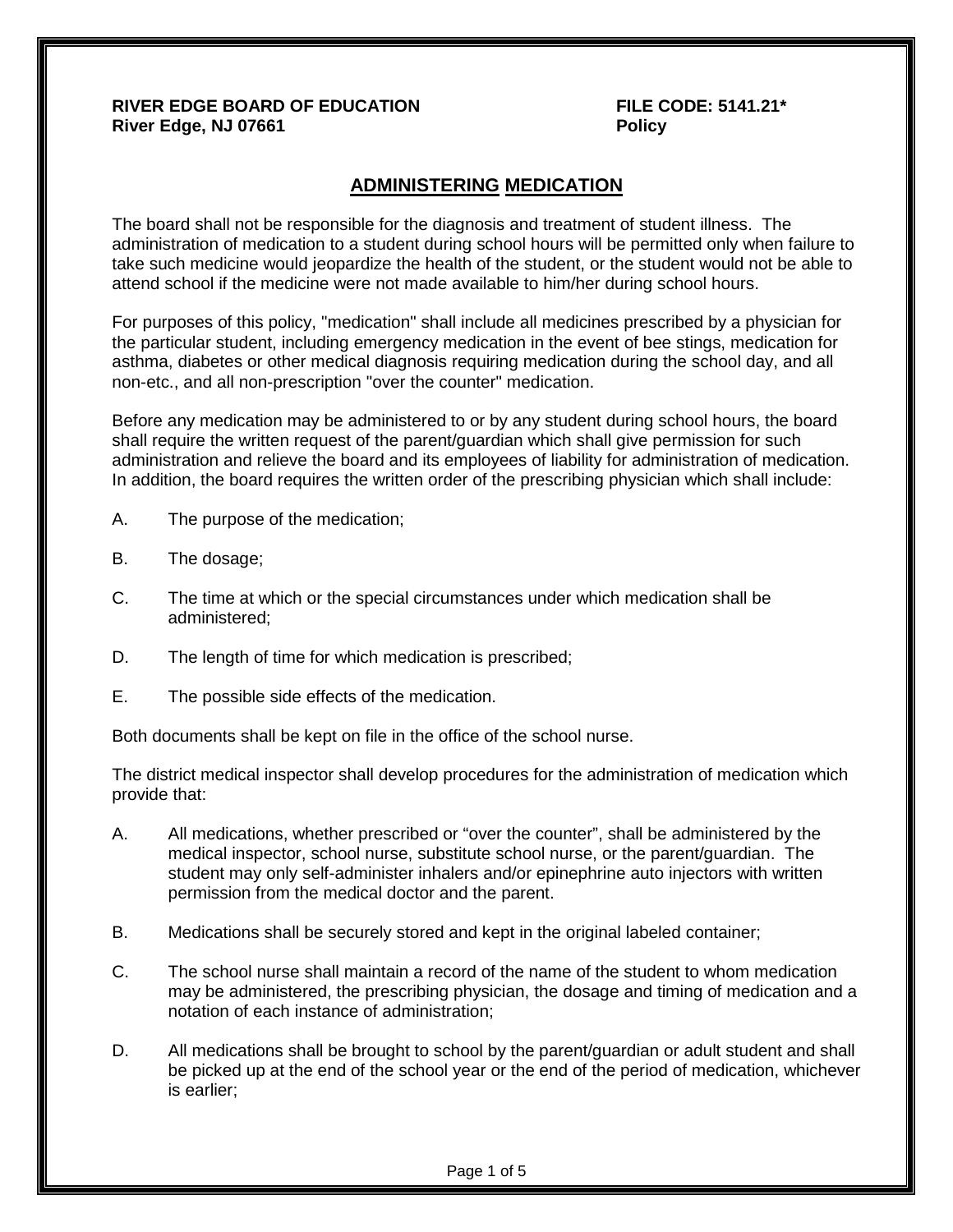**RIVER EDGE BOARD OF EDUCATION**
**River Edge, NJ 07661**

**FILE CODE: 5141.21***
**Policy**

# ADMINISTERING MEDICATION

The board shall not be responsible for the diagnosis and treatment of student illness. The administration of medication to a student during school hours will be permitted only when failure to take such medicine would jeopardize the health of the student, or the student would not be able to attend school if the medicine were not made available to him/her during school hours.

For purposes of this policy, "medication" shall include all medicines prescribed by a physician for the particular student, including emergency medication in the event of bee stings, medication for asthma, diabetes or other medical diagnosis requiring medication during the school day, and all non-etc., and all non-prescription "over the counter" medication.

Before any medication may be administered to or by any student during school hours, the board shall require the written request of the parent/guardian which shall give permission for such administration and relieve the board and its employees of liability for administration of medication. In addition, the board requires the written order of the prescribing physician which shall include:

A. The purpose of the medication;

B. The dosage;

C. The time at which or the special circumstances under which medication shall be administered;

D. The length of time for which medication is prescribed;

E. The possible side effects of the medication.

Both documents shall be kept on file in the office of the school nurse.

The district medical inspector shall develop procedures for the administration of medication which provide that:

A. All medications, whether prescribed or "over the counter", shall be administered by the medical inspector, school nurse, substitute school nurse, or the parent/guardian. The student may only self-administer inhalers and/or epinephrine auto injectors with written permission from the medical doctor and the parent.

B. Medications shall be securely stored and kept in the original labeled container;

C. The school nurse shall maintain a record of the name of the student to whom medication may be administered, the prescribing physician, the dosage and timing of medication and a notation of each instance of administration;

D. All medications shall be brought to school by the parent/guardian or adult student and shall be picked up at the end of the school year or the end of the period of medication, whichever is earlier;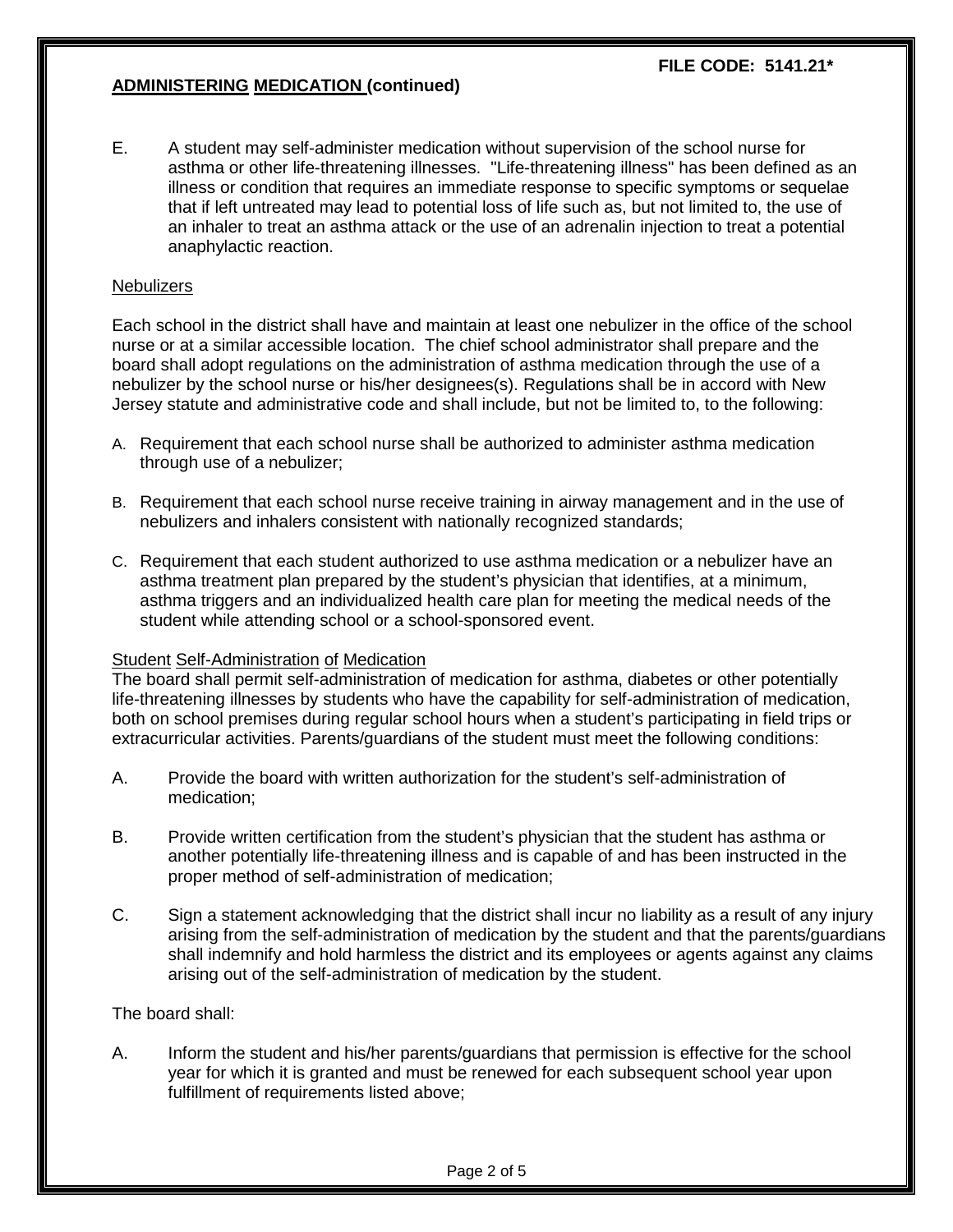**ADMINISTERING MEDICATION (continued)**

E. A student may self-administer medication without supervision of the school nurse for asthma or other life-threatening illnesses. "Life-threatening illness" has been defined as an illness or condition that requires an immediate response to specific symptoms or sequelae that if left untreated may lead to potential loss of life such as, but not limited to, the use of an inhaler to treat an asthma attack or the use of an adrenalin injection to treat a potential anaphylactic reaction.

Nebulizers

Each school in the district shall have and maintain at least one nebulizer in the office of the school nurse or at a similar accessible location. The chief school administrator shall prepare and the board shall adopt regulations on the administration of asthma medication through the use of a nebulizer by the school nurse or his/her designees(s). Regulations shall be in accord with New Jersey statute and administrative code and shall include, but not be limited to, to the following:

A. Requirement that each school nurse shall be authorized to administer asthma medication through use of a nebulizer;

B. Requirement that each school nurse receive training in airway management and in the use of nebulizers and inhalers consistent with nationally recognized standards;

C. Requirement that each student authorized to use asthma medication or a nebulizer have an asthma treatment plan prepared by the student's physician that identifies, at a minimum, asthma triggers and an individualized health care plan for meeting the medical needs of the student while attending school or a school-sponsored event.

Student Self-Administration of Medication

The board shall permit self-administration of medication for asthma, diabetes or other potentially life-threatening illnesses by students who have the capability for self-administration of medication, both on school premises during regular school hours when a student's participating in field trips or extracurricular activities. Parents/guardians of the student must meet the following conditions:

A. Provide the board with written authorization for the student's self-administration of medication;

B. Provide written certification from the student's physician that the student has asthma or another potentially life-threatening illness and is capable of and has been instructed in the proper method of self-administration of medication;

C. Sign a statement acknowledging that the district shall incur no liability as a result of any injury arising from the self-administration of medication by the student and that the parents/guardians shall indemnify and hold harmless the district and its employees or agents against any claims arising out of the self-administration of medication by the student.

The board shall:

A. Inform the student and his/her parents/guardians that permission is effective for the school year for which it is granted and must be renewed for each subsequent school year upon fulfillment of requirements listed above;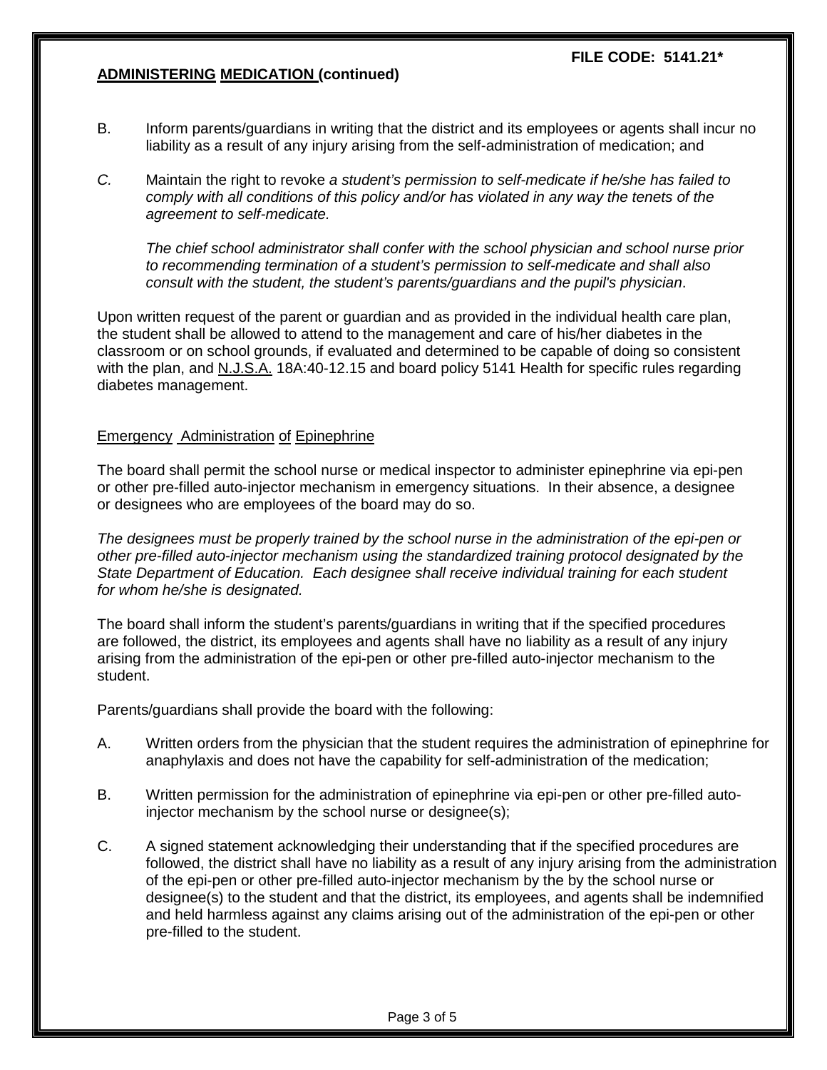**FILE CODE: 5141.21***

**ADMINISTERING MEDICATION (continued)**

B. Inform parents/guardians in writing that the district and its employees or agents shall incur no liability as a result of any injury arising from the self-administration of medication; and

*C.* Maintain the right to revoke *a student's permission to self-medicate if he/she has failed to comply with all conditions of this policy and/or has violated in any way the tenets of the agreement to self-medicate.*

*The chief school administrator shall confer with the school physician and school nurse prior to recommending termination of a student's permission to self-medicate and shall also consult with the student, the student's parents/guardians and the pupil's physician*.

Upon written request of the parent or guardian and as provided in the individual health care plan, the student shall be allowed to attend to the management and care of his/her diabetes in the classroom or on school grounds, if evaluated and determined to be capable of doing so consistent with the plan, and N.J.S.A. 18A:40-12.15 and board policy 5141 Health for specific rules regarding diabetes management.

Emergency Administration of Epinephrine

The board shall permit the school nurse or medical inspector to administer epinephrine via epi-pen or other pre-filled auto-injector mechanism in emergency situations. In their absence, a designee or designees who are employees of the board may do so.

*The designees must be properly trained by the school nurse in the administration of the epi-pen or other pre-filled auto-injector mechanism using the standardized training protocol designated by the State Department of Education. Each designee shall receive individual training for each student for whom he/she is designated.*

The board shall inform the student's parents/guardians in writing that if the specified procedures are followed, the district, its employees and agents shall have no liability as a result of any injury arising from the administration of the epi-pen or other pre-filled auto-injector mechanism to the student.

Parents/guardians shall provide the board with the following:

A. Written orders from the physician that the student requires the administration of epinephrine for anaphylaxis and does not have the capability for self-administration of the medication;

B. Written permission for the administration of epinephrine via epi-pen or other pre-filled auto-injector mechanism by the school nurse or designee(s);

C. A signed statement acknowledging their understanding that if the specified procedures are followed, the district shall have no liability as a result of any injury arising from the administration of the epi-pen or other pre-filled auto-injector mechanism by the by the school nurse or designee(s) to the student and that the district, its employees, and agents shall be indemnified and held harmless against any claims arising out of the administration of the epi-pen or other pre-filled to the student.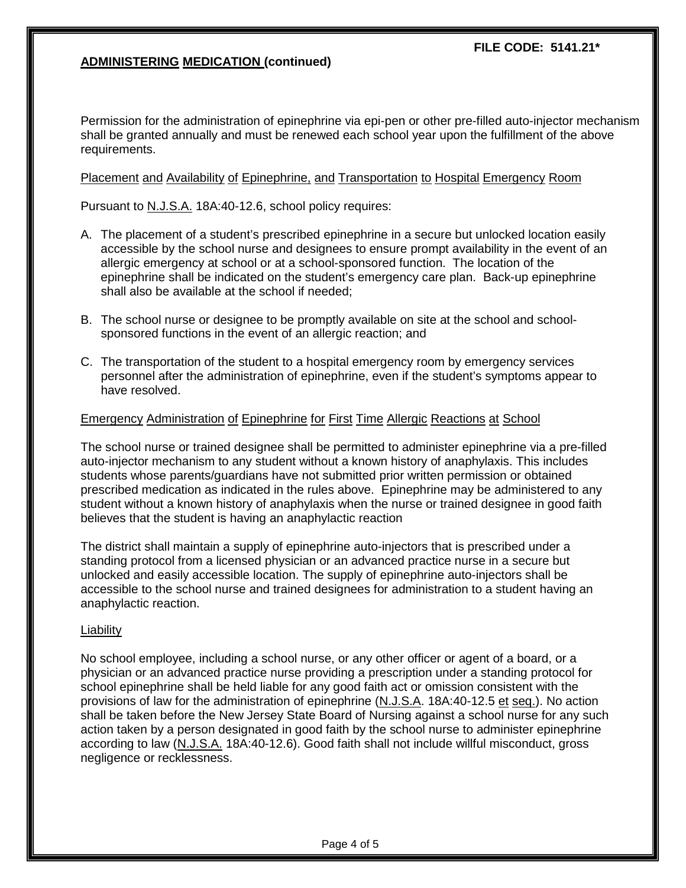Permission for the administration of epinephrine via epi-pen or other pre-filled auto-injector mechanism shall be granted annually and must be renewed each school year upon the fulfillment of the above requirements.

Placement and Availability of Epinephrine, and Transportation to Hospital Emergency Room

Pursuant to N.J.S.A. 18A:40-12.6, school policy requires:

A. The placement of a student's prescribed epinephrine in a secure but unlocked location easily accessible by the school nurse and designees to ensure prompt availability in the event of an allergic emergency at school or at a school-sponsored function. The location of the epinephrine shall be indicated on the student's emergency care plan. Back-up epinephrine shall also be available at the school if needed;

B. The school nurse or designee to be promptly available on site at the school and school-sponsored functions in the event of an allergic reaction; and

C. The transportation of the student to a hospital emergency room by emergency services personnel after the administration of epinephrine, even if the student's symptoms appear to have resolved.

Emergency Administration of Epinephrine for First Time Allergic Reactions at School

The school nurse or trained designee shall be permitted to administer epinephrine via a pre-filled auto-injector mechanism to any student without a known history of anaphylaxis. This includes students whose parents/guardians have not submitted prior written permission or obtained prescribed medication as indicated in the rules above. Epinephrine may be administered to any student without a known history of anaphylaxis when the nurse or trained designee in good faith believes that the student is having an anaphylactic reaction

The district shall maintain a supply of epinephrine auto-injectors that is prescribed under a standing protocol from a licensed physician or an advanced practice nurse in a secure but unlocked and easily accessible location. The supply of epinephrine auto-injectors shall be accessible to the school nurse and trained designees for administration to a student having an anaphylactic reaction.

Liability

No school employee, including a school nurse, or any other officer or agent of a board, or a physician or an advanced practice nurse providing a prescription under a standing protocol for school epinephrine shall be held liable for any good faith act or omission consistent with the provisions of law for the administration of epinephrine (N.J.S.A. 18A:40-12.5 et seq.). No action shall be taken before the New Jersey State Board of Nursing against a school nurse for any such action taken by a person designated in good faith by the school nurse to administer epinephrine according to law (N.J.S.A. 18A:40-12.6). Good faith shall not include willful misconduct, gross negligence or recklessness.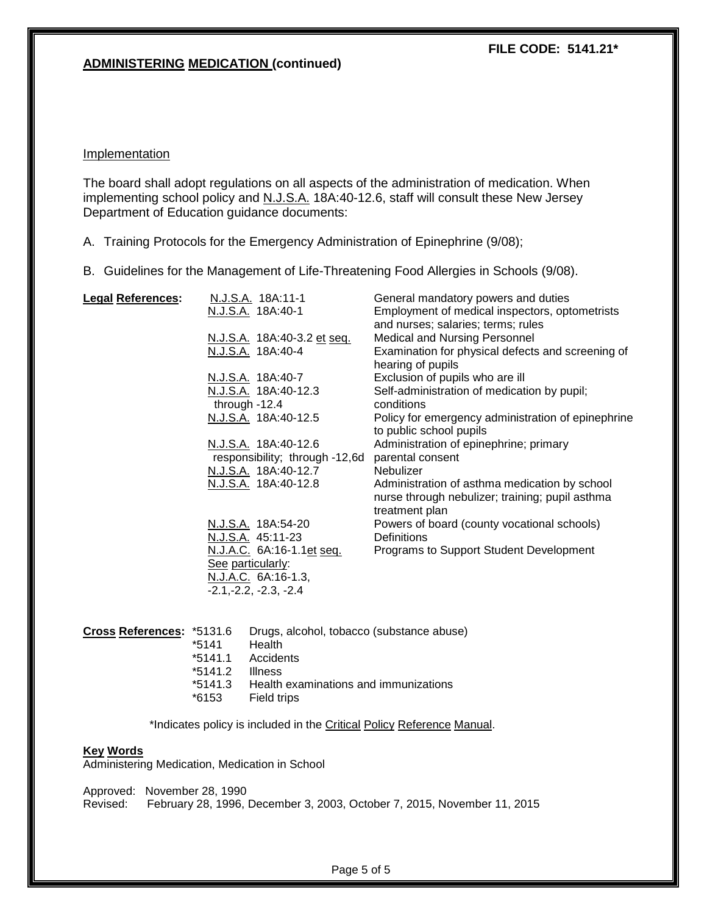**FILE CODE: 5141.21***

**ADMINISTERING MEDICATION (continued)**

Implementation

The board shall adopt regulations on all aspects of the administration of medication. When implementing school policy and N.J.S.A. 18A:40-12.6, staff will consult these New Jersey Department of Education guidance documents:

A. Training Protocols for the Emergency Administration of Epinephrine (9/08);

B. Guidelines for the Management of Life-Threatening Food Allergies in Schools (9/08).

**Legal References:**

| | |
|---|---|
| N.J.S.A. 18A:11-1 | General mandatory powers and duties |
| N.J.S.A. 18A:40-1 | Employment of medical inspectors, optometrists and nurses; salaries; terms; rules |
| N.J.S.A. 18A:40-3.2 et seq. | Medical and Nursing Personnel |
| N.J.S.A. 18A:40-4 | Examination for physical defects and screening of hearing of pupils |
| N.J.S.A. 18A:40-7 | Exclusion of pupils who are ill |
| N.J.S.A. 18A:40-12.3 through -12.4 | Self-administration of medication by pupil; conditions |
| N.J.S.A. 18A:40-12.5 | Policy for emergency administration of epinephrine to public school pupils |
| N.J.S.A. 18A:40-12.6 responsibility; through -12,6d | Administration of epinephrine; primary parental consent |
| N.J.S.A. 18A:40-12.7 | Nebulizer |
| N.J.S.A. 18A:40-12.8 | Administration of asthma medication by school nurse through nebulizer; training; pupil asthma treatment plan |
| N.J.S.A. 18A:54-20 | Powers of board (county vocational schools) |
| N.J.S.A. 45:11-23 | Definitions |
| N.J.A.C. 6A:16-1.1et seq. | Programs to Support Student Development |
| See particularly: N.J.A.C. 6A:16-1.3, -2.1,-2.2, -2.3, -2.4 | |

**Cross References:**

| | |
|---|---|
| *5131.6 | Drugs, alcohol, tobacco (substance abuse) |
| *5141 | Health |
| *5141.1 | Accidents |
| *5141.2 | Illness |
| *5141.3 | Health examinations and immunizations |
| *6153 | Field trips |

*Indicates policy is included in the Critical Policy Reference Manual.

**Key Words**

Administering Medication, Medication in School

Approved: November 28, 1990

Revised: February 28, 1996, December 3, 2003, October 7, 2015, November 11, 2015